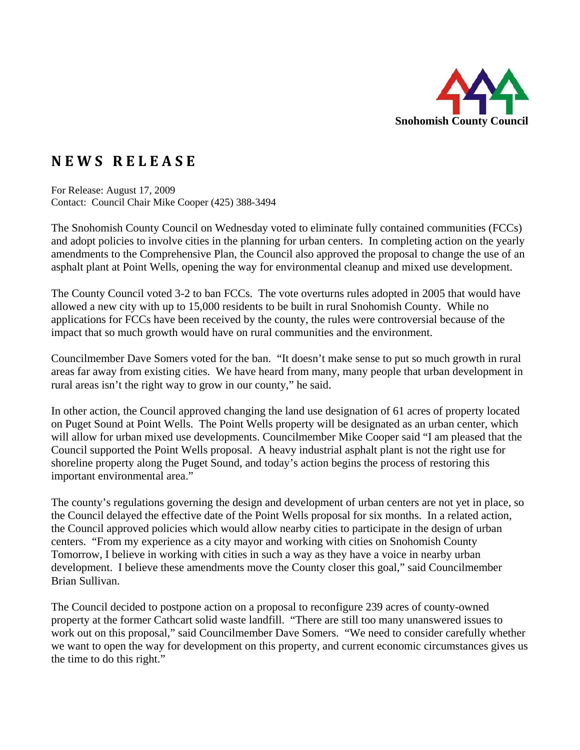Snohomish County Council

# NEWS RELEASE

For Release: August 17, 2009
Contact: Council Chair Mike Cooper (425) 388-3494

The Snohomish County Council on Wednesday voted to eliminate fully contained communities (FCCs) and adopt policies to involve cities in the planning for urban centers. In completing action on the yearly amendments to the Comprehensive Plan, the Council also approved the proposal to change the use of an asphalt plant at Point Wells, opening the way for environmental cleanup and mixed use development.

The County Council voted 3-2 to ban FCCs. The vote overturns rules adopted in 2005 that would have allowed a new city with up to 15,000 residents to be built in rural Snohomish County. While no applications for FCCs have been received by the county, the rules were controversial because of the impact that so much growth would have on rural communities and the environment.

Councilmember Dave Somers voted for the ban. "It doesn't make sense to put so much growth in rural areas far away from existing cities. We have heard from many, many people that urban development in rural areas isn't the right way to grow in our county," he said.

In other action, the Council approved changing the land use designation of 61 acres of property located on Puget Sound at Point Wells. The Point Wells property will be designated as an urban center, which will allow for urban mixed use developments. Councilmember Mike Cooper said "I am pleased that the Council supported the Point Wells proposal. A heavy industrial asphalt plant is not the right use for shoreline property along the Puget Sound, and today's action begins the process of restoring this important environmental area."

The county's regulations governing the design and development of urban centers are not yet in place, so the Council delayed the effective date of the Point Wells proposal for six months. In a related action, the Council approved policies which would allow nearby cities to participate in the design of urban centers. "From my experience as a city mayor and working with cities on Snohomish County Tomorrow, I believe in working with cities in such a way as they have a voice in nearby urban development. I believe these amendments move the County closer this goal," said Councilmember Brian Sullivan.

The Council decided to postpone action on a proposal to reconfigure 239 acres of county-owned property at the former Cathcart solid waste landfill. "There are still too many unanswered issues to work out on this proposal," said Councilmember Dave Somers. "We need to consider carefully whether we want to open the way for development on this property, and current economic circumstances gives us the time to do this right."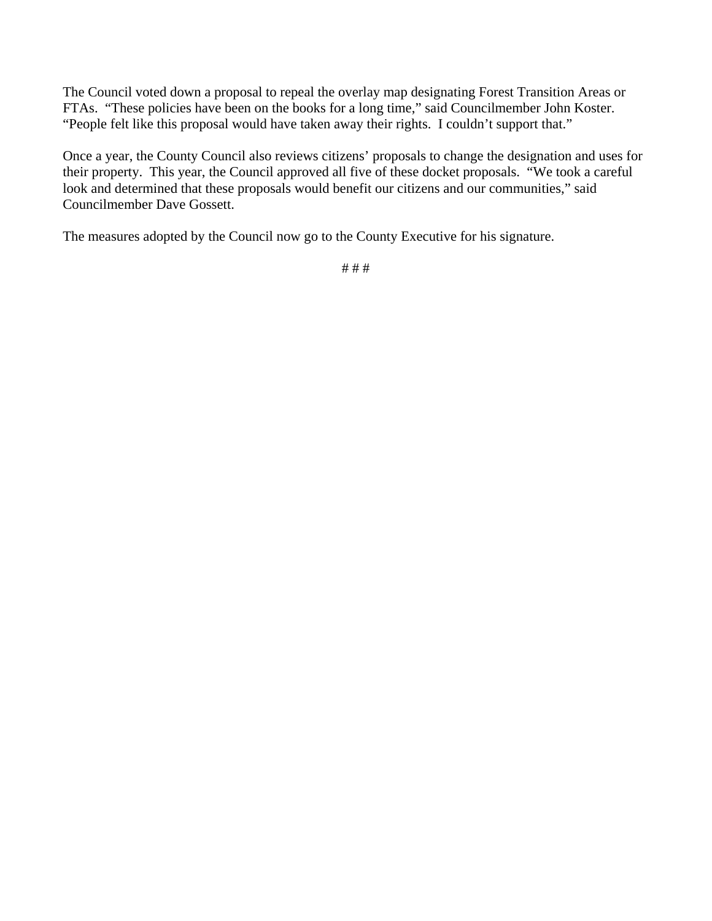The Council voted down a proposal to repeal the overlay map designating Forest Transition Areas or FTAs. “These policies have been on the books for a long time,” said Councilmember John Koster. “People felt like this proposal would have taken away their rights. I couldn’t support that.”

Once a year, the County Council also reviews citizens’ proposals to change the designation and uses for their property. This year, the Council approved all five of these docket proposals. “We took a careful look and determined that these proposals would benefit our citizens and our communities,” said Councilmember Dave Gossett.

The measures adopted by the Council now go to the County Executive for his signature.

# # #